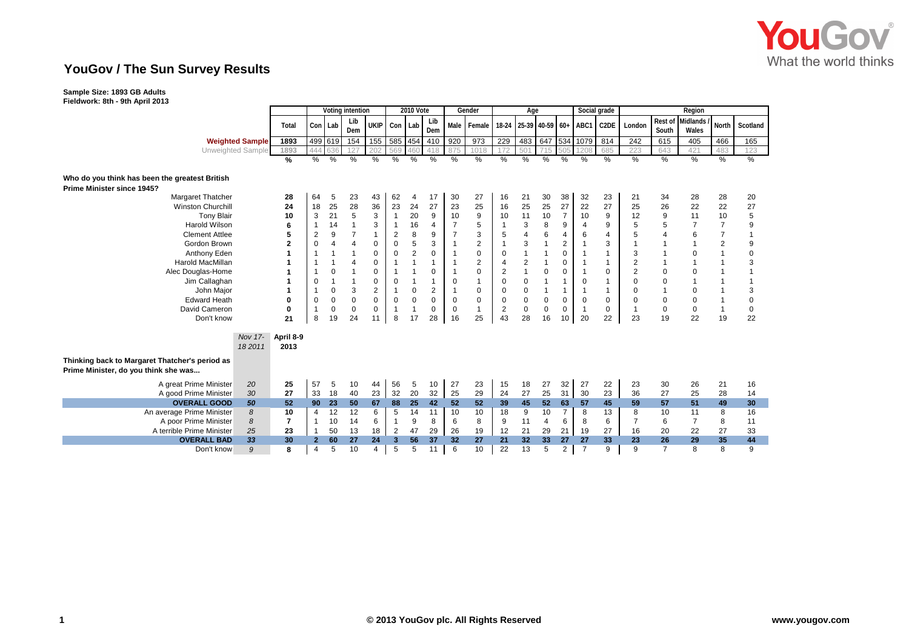# YouGov / The Sun Survey Results

**Sample Size: 1893 GB Adults**
**Fieldwork: 8th - 9th April 2013**

| | | Total | Voting intention | | | | 2010 Vote | | | Gender | | Age | | | | Social grade | | Region | | | | |
|---|---|---|---|---|---|---|---|---|---|---|---|---|---|---|---|---|---|---|---|---|---|---|
| | | | Con | Lab | Lib Dem | UKIP | Con | Lab | Lib Dem | Male | Female | 18-24 | 25-39 | 40-59 | 60+ | ABC1 | C2DE | London | Rest of South | Midlands / Wales | North | Scotland |
| **Weighted Sample** | | 1893 | 499 | 619 | 154 | 155 | 585 | 454 | 410 | 920 | 973 | 229 | 483 | 647 | 534 | 1079 | 814 | 242 | 615 | 405 | 466 | 165 |
| Unweighted Sample | | 1893 | 444 | 636 | 127 | 202 | 569 | 460 | 418 | 875 | 1018 | 172 | 501 | 715 | 505 | 1208 | 685 | 223 | 643 | 421 | 483 | 123 |
| | | % | % | % | % | % | % | % | % | % | % | % | % | % | % | % | % | % | % | % | % | % |
| **Who do you think has been the greatest British Prime Minister since 1945?** | | | | | | | | | | | | | | | | | | | | | | |
| Margaret Thatcher | | 28 | 64 | 5 | 23 | 43 | 62 | 4 | 17 | 30 | 27 | 16 | 21 | 30 | 38 | 32 | 23 | 21 | 34 | 28 | 28 | 20 |
| Winston Churchill | | 24 | 18 | 25 | 28 | 36 | 23 | 24 | 27 | 23 | 25 | 16 | 25 | 25 | 27 | 22 | 27 | 25 | 26 | 22 | 22 | 27 |
| Tony Blair | | 10 | 3 | 21 | 5 | 3 | 1 | 20 | 9 | 10 | 9 | 10 | 11 | 10 | 7 | 10 | 9 | 12 | 9 | 11 | 10 | 5 |
| Harold Wilson | | 6 | 1 | 14 | 1 | 3 | 1 | 16 | 4 | 7 | 5 | 1 | 3 | 8 | 9 | 4 | 9 | 5 | 5 | 7 | 7 | 9 |
| Clement Attlee | | 5 | 2 | 9 | 7 | 1 | 2 | 8 | 9 | 7 | 3 | 5 | 4 | 6 | 4 | 6 | 4 | 5 | 4 | 6 | 7 | 1 |
| Gordon Brown | | 2 | 0 | 4 | 4 | 0 | 0 | 5 | 3 | 1 | 2 | 1 | 3 | 1 | 2 | 1 | 3 | 1 | 1 | 1 | 2 | 9 |
| Anthony Eden | | 1 | 1 | 1 | 1 | 0 | 0 | 2 | 0 | 1 | 0 | 0 | 1 | 1 | 0 | 1 | 1 | 3 | 1 | 0 | 1 | 0 |
| Harold MacMillan | | 1 | 1 | 1 | 4 | 0 | 1 | 1 | 1 | 1 | 2 | 4 | 2 | 1 | 0 | 1 | 1 | 2 | 1 | 1 | 1 | 3 |
| Alec Douglas-Home | | 1 | 1 | 0 | 1 | 0 | 1 | 1 | 0 | 1 | 0 | 2 | 1 | 0 | 0 | 1 | 0 | 2 | 0 | 0 | 1 | 1 |
| Jim Callaghan | | 1 | 0 | 1 | 1 | 0 | 0 | 1 | 1 | 0 | 1 | 0 | 0 | 1 | 1 | 0 | 1 | 0 | 0 | 1 | 1 | 1 |
| John Major | | 1 | 1 | 0 | 3 | 2 | 1 | 0 | 2 | 1 | 0 | 0 | 0 | 1 | 1 | 1 | 1 | 0 | 1 | 0 | 1 | 3 |
| Edward Heath | | 0 | 0 | 0 | 0 | 0 | 0 | 0 | 0 | 0 | 0 | 0 | 0 | 0 | 0 | 0 | 0 | 0 | 0 | 0 | 1 | 0 |
| David Cameron | | 0 | 1 | 0 | 0 | 0 | 1 | 1 | 0 | 0 | 1 | 2 | 0 | 0 | 0 | 1 | 0 | 1 | 0 | 0 | 1 | 0 |
| Don't know | | 21 | 8 | 19 | 24 | 11 | 8 | 17 | 28 | 16 | 25 | 43 | 28 | 16 | 10 | 20 | 22 | 23 | 19 | 22 | 19 | 22 |
| | *Nov 17-18 2011* | April 8-9 2013 | | | | | | | | | | | | | | | | | | | | |
| **Thinking back to Margaret Thatcher's period as Prime Minister, do you think she was...** | | | | | | | | | | | | | | | | | | | | | | |
| A great Prime Minister | *20* | 25 | 57 | 5 | 10 | 44 | 56 | 5 | 10 | 27 | 23 | 15 | 18 | 27 | 32 | 27 | 22 | 23 | 30 | 26 | 21 | 16 |
| A good Prime Minister | *30* | 27 | 33 | 18 | 40 | 23 | 32 | 20 | 32 | 25 | 29 | 24 | 27 | 25 | 31 | 30 | 23 | 36 | 27 | 25 | 28 | 14 |
| **OVERALL GOOD** | ***50*** | **52** | **90** | **23** | **50** | **67** | **88** | **25** | **42** | **52** | **52** | **39** | **45** | **52** | **63** | **57** | **45** | **59** | **57** | **51** | **49** | **30** |
| An average Prime Minister | *8* | 10 | 4 | 12 | 12 | 6 | 5 | 14 | 11 | 10 | 10 | 18 | 9 | 10 | 7 | 8 | 13 | 8 | 10 | 11 | 8 | 16 |
| A poor Prime Minister | *8* | 7 | 1 | 10 | 14 | 6 | 1 | 9 | 8 | 6 | 8 | 9 | 11 | 4 | 6 | 8 | 6 | 7 | 6 | 7 | 8 | 11 |
| A terrible Prime Minister | *25* | 23 | 1 | 50 | 13 | 18 | 2 | 47 | 29 | 26 | 19 | 12 | 21 | 29 | 21 | 19 | 27 | 16 | 20 | 22 | 27 | 33 |
| **OVERALL BAD** | ***33*** | **30** | **2** | **60** | **27** | **24** | **3** | **56** | **37** | **32** | **27** | **21** | **32** | **33** | **27** | **27** | **33** | **23** | **26** | **29** | **35** | **44** |
| Don't know | *9* | 8 | 4 | 5 | 10 | 4 | 5 | 5 | 11 | 6 | 10 | 22 | 13 | 5 | 2 | 7 | 9 | 9 | 7 | 8 | 8 | 9 |

© 2013 YouGov plc. All Rights Reserved

www.yougov.com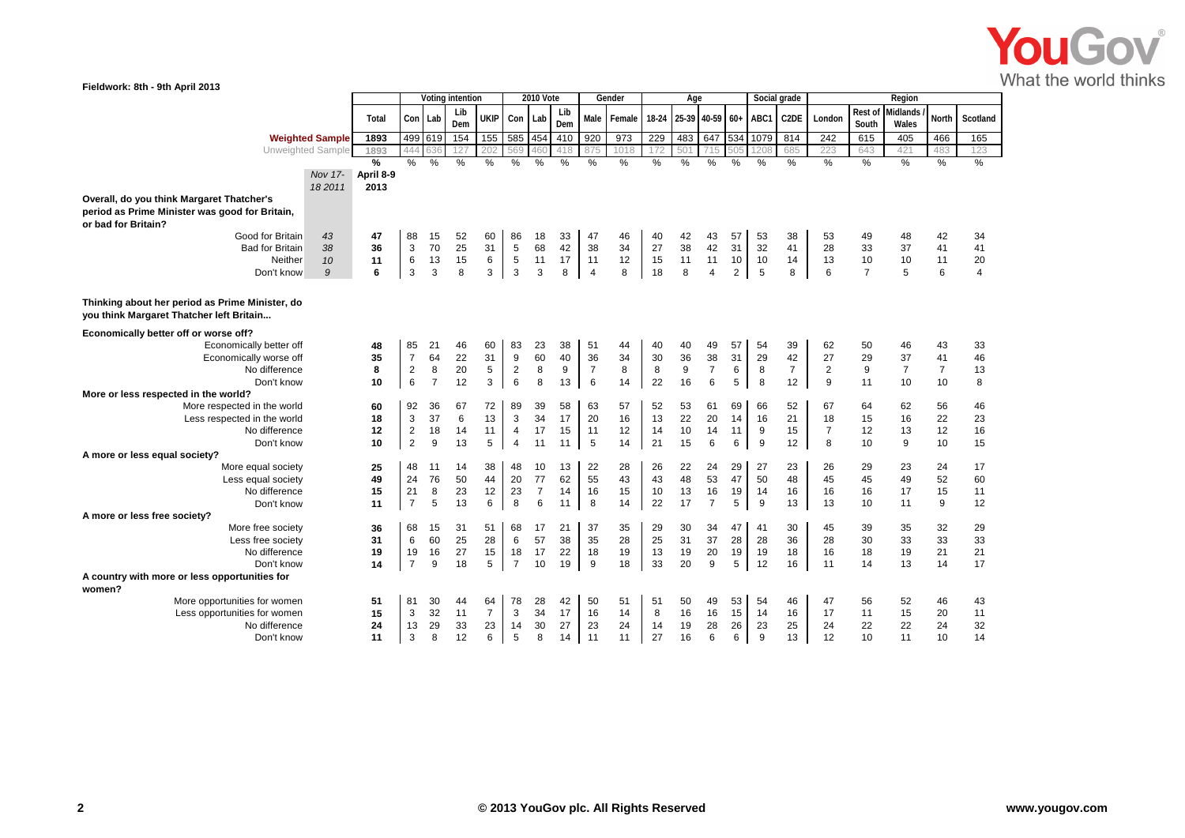Fieldwork: 8th - 9th April 2013

| | Nov 17-18 2011 | April 8-9 2013 | Voting intention | | | | 2010 Vote | | | Gender | | Age | | | | Social grade | | Region | | | | |
|---|---|---|---|---|---|---|---|---|---|---|---|---|---|---|---|---|---|---|---|---|---|---|
| | | Total | Con | Lab | Lib Dem | UKIP | Con | Lab | Lib Dem | Male | Female | 18-24 | 25-39 | 40-59 | 60+ | ABC1 | C2DE | London | Rest of South | Midlands / Wales | North | Scotland |
| **Weighted Sample** | | 1893 | 499 | 619 | 154 | 155 | 585 | 454 | 410 | 920 | 973 | 229 | 483 | 647 | 534 | 1079 | 814 | 242 | 615 | 405 | 466 | 165 |
| Unweighted Sample | | 1893 | 444 | 636 | 127 | 202 | 569 | 460 | 418 | 875 | 1018 | 172 | 501 | 715 | 505 | 1208 | 685 | 223 | 643 | 421 | 483 | 123 |
| | | % | % | % | % | % | % | % | % | % | % | % | % | % | % | % | % | % | % | % | % | % |
| **Overall, do you think Margaret Thatcher's period as Prime Minister was good for Britain, or bad for Britain?** | | | | | | | | | | | | | | | | | | | | | | |
| Good for Britain | 43 | 47 | 88 | 15 | 52 | 60 | 86 | 18 | 33 | 47 | 46 | 40 | 42 | 43 | 57 | 53 | 38 | 53 | 49 | 48 | 42 | 34 |
| Bad for Britain | 38 | 36 | 3 | 70 | 25 | 31 | 5 | 68 | 42 | 38 | 34 | 27 | 38 | 42 | 31 | 32 | 41 | 28 | 33 | 37 | 41 | 41 |
| Neither | 10 | 11 | 6 | 13 | 15 | 6 | 5 | 11 | 17 | 11 | 12 | 15 | 11 | 11 | 10 | 10 | 14 | 13 | 10 | 10 | 11 | 20 |
| Don't know | 9 | 6 | 3 | 3 | 8 | 3 | 3 | 3 | 8 | 4 | 8 | 18 | 8 | 4 | 2 | 5 | 8 | 6 | 7 | 5 | 6 | 4 |
| **Thinking about her period as Prime Minister, do you think Margaret Thatcher left Britain...** | | | | | | | | | | | | | | | | | | | | | | |
| **Economically better off or worse off?** | | | | | | | | | | | | | | | | | | | | | | |
| Economically better off | | 48 | 85 | 21 | 46 | 60 | 83 | 23 | 38 | 51 | 44 | 40 | 40 | 49 | 57 | 54 | 39 | 62 | 50 | 46 | 43 | 33 |
| Economically worse off | | 35 | 7 | 64 | 22 | 31 | 9 | 60 | 40 | 36 | 34 | 30 | 36 | 38 | 31 | 29 | 42 | 27 | 29 | 37 | 41 | 46 |
| No difference | | 8 | 2 | 8 | 20 | 5 | 2 | 8 | 9 | 7 | 8 | 8 | 9 | 7 | 6 | 8 | 7 | 2 | 9 | 7 | 7 | 13 |
| Don't know | | 10 | 6 | 7 | 12 | 3 | 6 | 8 | 13 | 6 | 14 | 22 | 16 | 6 | 5 | 8 | 12 | 9 | 11 | 10 | 10 | 8 |
| **More or less respected in the world?** | | | | | | | | | | | | | | | | | | | | | | |
| More respected in the world | | 60 | 92 | 36 | 67 | 72 | 89 | 39 | 58 | 63 | 57 | 52 | 53 | 61 | 69 | 66 | 52 | 67 | 64 | 62 | 56 | 46 |
| Less respected in the world | | 18 | 3 | 37 | 6 | 13 | 3 | 34 | 17 | 20 | 16 | 13 | 22 | 20 | 14 | 16 | 21 | 18 | 15 | 16 | 22 | 23 |
| No difference | | 12 | 2 | 18 | 14 | 11 | 4 | 17 | 15 | 11 | 12 | 14 | 10 | 14 | 11 | 9 | 15 | 7 | 12 | 13 | 12 | 16 |
| Don't know | | 10 | 2 | 9 | 13 | 5 | 4 | 11 | 11 | 5 | 14 | 21 | 15 | 6 | 6 | 9 | 12 | 8 | 10 | 9 | 10 | 15 |
| **A more or less equal society?** | | | | | | | | | | | | | | | | | | | | | | |
| More equal society | | 25 | 48 | 11 | 14 | 38 | 48 | 10 | 13 | 22 | 28 | 26 | 22 | 24 | 29 | 27 | 23 | 26 | 29 | 23 | 24 | 17 |
| Less equal society | | 49 | 24 | 76 | 50 | 44 | 20 | 77 | 62 | 55 | 43 | 43 | 48 | 53 | 47 | 50 | 48 | 45 | 45 | 49 | 52 | 60 |
| No difference | | 15 | 21 | 8 | 23 | 12 | 23 | 7 | 14 | 16 | 15 | 10 | 13 | 16 | 19 | 14 | 16 | 16 | 16 | 17 | 15 | 11 |
| Don't know | | 11 | 7 | 5 | 13 | 6 | 8 | 6 | 11 | 8 | 14 | 22 | 17 | 7 | 5 | 9 | 13 | 13 | 10 | 11 | 9 | 12 |
| **A more or less free society?** | | | | | | | | | | | | | | | | | | | | | | |
| More free society | | 36 | 68 | 15 | 31 | 51 | 68 | 17 | 21 | 37 | 35 | 29 | 30 | 34 | 47 | 41 | 30 | 45 | 39 | 35 | 32 | 29 |
| Less free society | | 31 | 6 | 60 | 25 | 28 | 6 | 57 | 38 | 35 | 28 | 25 | 31 | 37 | 28 | 28 | 36 | 28 | 30 | 33 | 33 | 33 |
| No difference | | 19 | 19 | 16 | 27 | 15 | 18 | 17 | 22 | 18 | 19 | 13 | 19 | 20 | 19 | 19 | 18 | 16 | 18 | 19 | 21 | 21 |
| Don't know | | 14 | 7 | 9 | 18 | 5 | 7 | 10 | 19 | 9 | 18 | 33 | 20 | 9 | 5 | 12 | 16 | 11 | 14 | 13 | 14 | 17 |
| **A country with more or less opportunities for women?** | | | | | | | | | | | | | | | | | | | | | | |
| More opportunities for women | | 51 | 81 | 30 | 44 | 64 | 78 | 28 | 42 | 50 | 51 | 51 | 50 | 49 | 53 | 54 | 46 | 47 | 56 | 52 | 46 | 43 |
| Less opportunities for women | | 15 | 3 | 32 | 11 | 7 | 3 | 34 | 17 | 16 | 14 | 8 | 16 | 16 | 15 | 14 | 16 | 17 | 11 | 15 | 20 | 11 |
| No difference | | 24 | 13 | 29 | 33 | 23 | 14 | 30 | 27 | 23 | 24 | 14 | 19 | 28 | 26 | 23 | 25 | 24 | 22 | 22 | 24 | 32 |
| Don't know | | 11 | 3 | 8 | 12 | 6 | 5 | 8 | 14 | 11 | 11 | 27 | 16 | 6 | 6 | 9 | 13 | 12 | 10 | 11 | 10 | 14 |

© 2013 YouGov plc. All Rights Reserved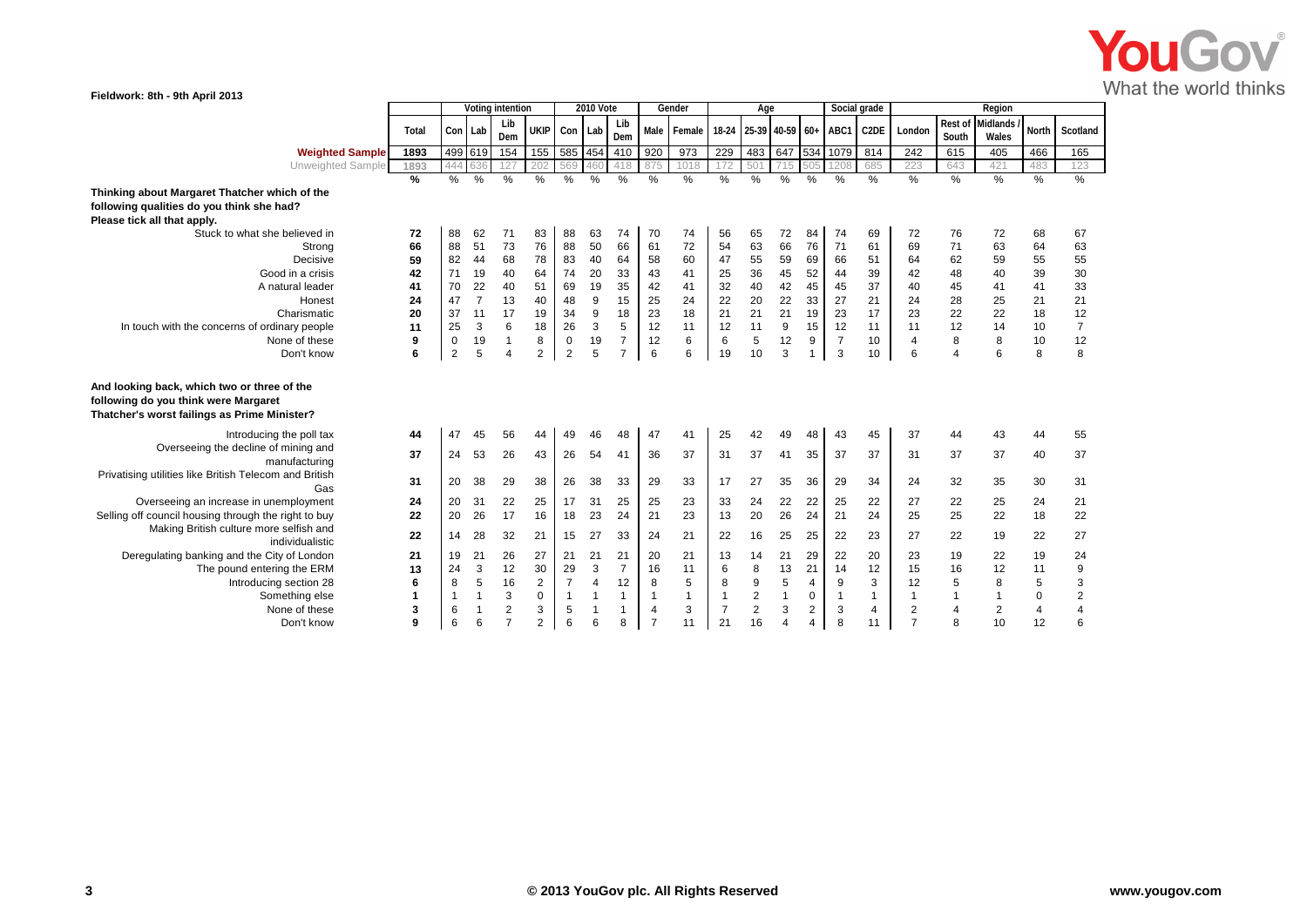Fieldwork: 8th - 9th April 2013

| | Total | Voting intention | | | | 2010 Vote | | | Gender | | Age | | | | Social grade | | Region | | | | |
|---|---|---|---|---|---|---|---|---|---|---|---|---|---|---|---|---|---|---|---|---|---|
| | | Con | Lab | Lib Dem | UKIP | Con | Lab | Lib Dem | Male | Female | 18-24 | 25-39 | 40-59 | 60+ | ABC1 | C2DE | London | Rest of South | Midlands / Wales | North | Scotland |
| **Weighted Sample** | 1893 | 499 | 619 | 154 | 155 | 585 | 454 | 410 | 920 | 973 | 229 | 483 | 647 | 534 | 1079 | 814 | 242 | 615 | 405 | 466 | 165 |
| Unweighted Sample | 1893 | 444 | 636 | 127 | 202 | 569 | 460 | 418 | 875 | 1018 | 172 | 501 | 715 | 505 | 1208 | 685 | 223 | 643 | 421 | 483 | 123 |
| | % | % | % | % | % | % | % | % | % | % | % | % | % | % | % | % | % | % | % | % | % |
| **Thinking about Margaret Thatcher which of the following qualities do you think she had? Please tick all that apply.** | | | | | | | | | | | | | | | | | | | | | |
| Stuck to what she believed in | 72 | 88 | 62 | 71 | 83 | 88 | 63 | 74 | 70 | 74 | 56 | 65 | 72 | 84 | 74 | 69 | 72 | 76 | 72 | 68 | 67 |
| Strong | 66 | 88 | 51 | 73 | 76 | 88 | 50 | 66 | 61 | 72 | 54 | 63 | 66 | 76 | 71 | 61 | 69 | 71 | 63 | 64 | 63 |
| Decisive | 59 | 82 | 44 | 68 | 78 | 83 | 40 | 64 | 58 | 60 | 47 | 55 | 59 | 69 | 66 | 51 | 64 | 62 | 59 | 55 | 55 |
| Good in a crisis | 42 | 71 | 19 | 40 | 64 | 74 | 20 | 33 | 43 | 41 | 25 | 36 | 45 | 52 | 44 | 39 | 42 | 48 | 40 | 39 | 30 |
| A natural leader | 41 | 70 | 22 | 40 | 51 | 69 | 19 | 35 | 42 | 41 | 32 | 40 | 42 | 45 | 45 | 37 | 40 | 45 | 41 | 41 | 33 |
| Honest | 24 | 47 | 7 | 13 | 40 | 48 | 9 | 15 | 25 | 24 | 22 | 20 | 22 | 33 | 27 | 21 | 24 | 28 | 25 | 21 | 21 |
| Charismatic | 20 | 37 | 11 | 17 | 19 | 34 | 9 | 18 | 23 | 18 | 21 | 21 | 21 | 19 | 23 | 17 | 23 | 22 | 22 | 18 | 12 |
| In touch with the concerns of ordinary people | 11 | 25 | 3 | 6 | 18 | 26 | 3 | 5 | 12 | 11 | 12 | 11 | 9 | 15 | 12 | 11 | 11 | 12 | 14 | 10 | 7 |
| None of these | 9 | 0 | 19 | 1 | 8 | 0 | 19 | 7 | 12 | 6 | 6 | 5 | 12 | 9 | 7 | 10 | 4 | 8 | 8 | 10 | 12 |
| Don't know | 6 | 2 | 5 | 4 | 2 | 2 | 5 | 7 | 6 | 6 | 19 | 10 | 3 | 1 | 3 | 10 | 6 | 4 | 6 | 8 | 8 |
| **And looking back, which two or three of the following do you think were Margaret Thatcher's worst failings as Prime Minister?** | | | | | | | | | | | | | | | | | | | | | |
| Introducing the poll tax | 44 | 47 | 45 | 56 | 44 | 49 | 46 | 48 | 47 | 41 | 25 | 42 | 49 | 48 | 43 | 45 | 37 | 44 | 43 | 44 | 55 |
| Overseeing the decline of mining and manufacturing | 37 | 24 | 53 | 26 | 43 | 26 | 54 | 41 | 36 | 37 | 31 | 37 | 41 | 35 | 37 | 37 | 31 | 37 | 37 | 40 | 37 |
| Privatising utilities like British Telecom and British Gas | 31 | 20 | 38 | 29 | 38 | 26 | 38 | 33 | 29 | 33 | 17 | 27 | 35 | 36 | 29 | 34 | 24 | 32 | 35 | 30 | 31 |
| Overseeing an increase in unemployment | 24 | 20 | 31 | 22 | 25 | 17 | 31 | 25 | 25 | 23 | 33 | 24 | 22 | 22 | 25 | 22 | 27 | 22 | 25 | 24 | 21 |
| Selling off council housing through the right to buy | 22 | 20 | 26 | 17 | 16 | 18 | 23 | 24 | 21 | 23 | 13 | 20 | 26 | 24 | 21 | 24 | 25 | 25 | 22 | 18 | 22 |
| Making British culture more selfish and individualistic | 22 | 14 | 28 | 32 | 21 | 15 | 27 | 33 | 24 | 21 | 22 | 16 | 25 | 25 | 22 | 23 | 27 | 22 | 19 | 22 | 27 |
| Deregulating banking and the City of London | 21 | 19 | 21 | 26 | 27 | 21 | 21 | 21 | 20 | 21 | 13 | 14 | 21 | 29 | 22 | 20 | 23 | 19 | 22 | 19 | 24 |
| The pound entering the ERM | 13 | 24 | 3 | 12 | 30 | 29 | 3 | 7 | 16 | 11 | 6 | 8 | 13 | 21 | 14 | 12 | 15 | 16 | 12 | 11 | 9 |
| Introducing section 28 | 6 | 8 | 5 | 16 | 2 | 7 | 4 | 12 | 8 | 5 | 8 | 9 | 5 | 4 | 9 | 3 | 12 | 5 | 8 | 5 | 3 |
| Something else | 1 | 1 | 1 | 3 | 0 | 1 | 1 | 1 | 1 | 1 | 1 | 2 | 1 | 0 | 1 | 1 | 1 | 1 | 1 | 0 | 2 |
| None of these | 3 | 6 | 1 | 2 | 3 | 5 | 1 | 1 | 4 | 3 | 7 | 2 | 3 | 2 | 3 | 4 | 2 | 4 | 2 | 4 | 4 |
| Don't know | 9 | 6 | 6 | 7 | 2 | 6 | 6 | 8 | 7 | 11 | 21 | 16 | 4 | 4 | 8 | 11 | 7 | 8 | 10 | 12 | 6 |

© 2013 YouGov plc. All Rights Reserved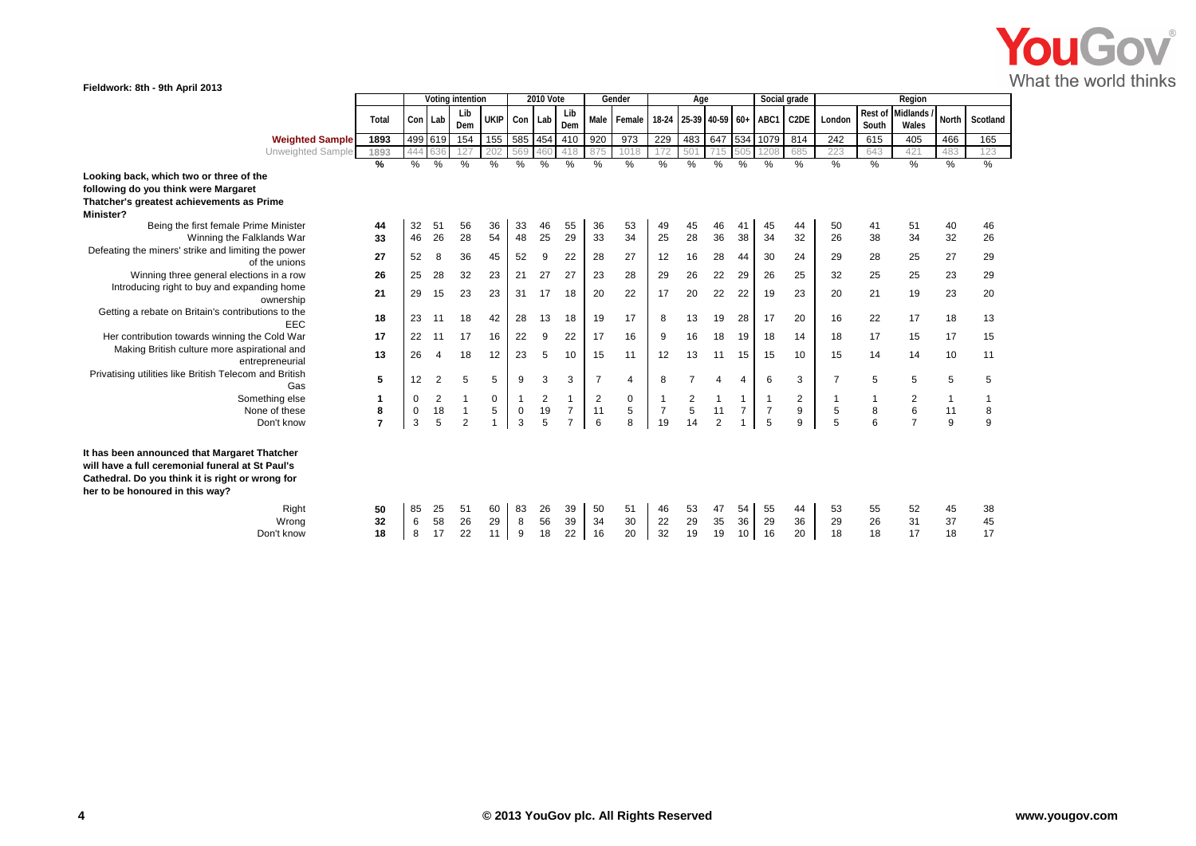Fieldwork: 8th - 9th April 2013

| | Total | Voting intention | | | | 2010 Vote | | | Gender | | Age | | | | Social grade | | Region | | | | |
|---|---|---|---|---|---|---|---|---|---|---|---|---|---|---|---|---|---|---|---|---|---|
| | | Con | Lab | Lib Dem | UKIP | Con | Lab | Lib Dem | Male | Female | 18-24 | 25-39 | 40-59 | 60+ | ABC1 | C2DE | London | Rest of South | Midlands / Wales | North | Scotland |
| **Weighted Sample** | 1893 | 499 | 619 | 154 | 155 | 585 | 454 | 410 | 920 | 973 | 229 | 483 | 647 | 534 | 1079 | 814 | 242 | 615 | 405 | 466 | 165 |
| Unweighted Sample | 1893 | 444 | 636 | 127 | 202 | 569 | 460 | 418 | 875 | 1018 | 172 | 501 | 715 | 505 | 1208 | 685 | 223 | 643 | 421 | 483 | 123 |
| | % | % | % | % | % | % | % | % | % | % | % | % | % | % | % | % | % | % | % | % | % |
| **Looking back, which two or three of the following do you think were Margaret Thatcher's greatest achievements as Prime Minister?** | | | | | | | | | | | | | | | | | | | | | |
| Being the first female Prime Minister | 44 | 32 | 51 | 56 | 36 | 33 | 46 | 55 | 36 | 53 | 49 | 45 | 46 | 41 | 45 | 44 | 50 | 41 | 51 | 40 | 46 |
| Winning the Falklands War | 33 | 46 | 26 | 28 | 54 | 48 | 25 | 29 | 33 | 34 | 25 | 28 | 36 | 38 | 34 | 32 | 26 | 38 | 34 | 32 | 26 |
| Defeating the miners' strike and limiting the power of the unions | 27 | 52 | 8 | 36 | 45 | 52 | 9 | 22 | 28 | 27 | 12 | 16 | 28 | 44 | 30 | 24 | 29 | 28 | 25 | 27 | 29 |
| Winning three general elections in a row | 26 | 25 | 28 | 32 | 23 | 21 | 27 | 27 | 23 | 28 | 29 | 26 | 22 | 29 | 26 | 25 | 32 | 25 | 25 | 23 | 29 |
| Introducing right to buy and expanding home ownership | 21 | 29 | 15 | 23 | 23 | 31 | 17 | 18 | 20 | 22 | 17 | 20 | 22 | 22 | 19 | 23 | 20 | 21 | 19 | 23 | 20 |
| Getting a rebate on Britain's contributions to the EEC | 18 | 23 | 11 | 18 | 42 | 28 | 13 | 18 | 19 | 17 | 8 | 13 | 19 | 28 | 17 | 20 | 16 | 22 | 17 | 18 | 13 |
| Her contribution towards winning the Cold War | 17 | 22 | 11 | 17 | 16 | 22 | 9 | 22 | 17 | 16 | 9 | 16 | 18 | 19 | 18 | 14 | 18 | 17 | 15 | 17 | 15 |
| Making British culture more aspirational and entrepreneurial | 13 | 26 | 4 | 18 | 12 | 23 | 5 | 10 | 15 | 11 | 12 | 13 | 11 | 15 | 15 | 10 | 15 | 14 | 14 | 10 | 11 |
| Privatising utilities like British Telecom and British Gas | 5 | 12 | 2 | 5 | 5 | 9 | 3 | 3 | 7 | 4 | 8 | 7 | 4 | 4 | 6 | 3 | 7 | 5 | 5 | 5 | 5 |
| Something else | 1 | 0 | 2 | 1 | 0 | 1 | 2 | 1 | 2 | 0 | 1 | 2 | 1 | 1 | 1 | 2 | 1 | 1 | 2 | 1 | 1 |
| None of these | 8 | 0 | 18 | 1 | 5 | 0 | 19 | 7 | 11 | 5 | 7 | 5 | 11 | 7 | 7 | 9 | 5 | 8 | 6 | 11 | 8 |
| Don't know | 7 | 3 | 5 | 2 | 1 | 3 | 5 | 7 | 6 | 8 | 19 | 14 | 2 | 1 | 5 | 9 | 5 | 6 | 7 | 9 | 9 |
| **It has been announced that Margaret Thatcher will have a full ceremonial funeral at St Paul's Cathedral. Do you think it is right or wrong for her to be honoured in this way?** | | | | | | | | | | | | | | | | | | | | | |
| Right | 50 | 85 | 25 | 51 | 60 | 83 | 26 | 39 | 50 | 51 | 46 | 53 | 47 | 54 | 55 | 44 | 53 | 55 | 52 | 45 | 38 |
| Wrong | 32 | 6 | 58 | 26 | 29 | 8 | 56 | 39 | 34 | 30 | 22 | 29 | 35 | 36 | 29 | 36 | 29 | 26 | 31 | 37 | 45 |
| Don't know | 18 | 8 | 17 | 22 | 11 | 9 | 18 | 22 | 16 | 20 | 32 | 19 | 19 | 10 | 16 | 20 | 18 | 18 | 17 | 18 | 17 |